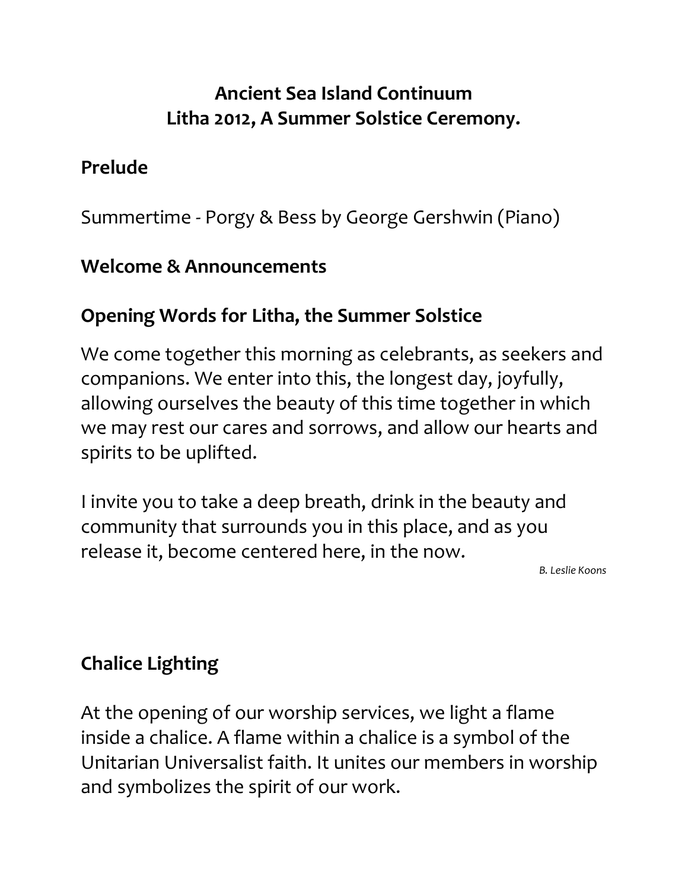# Ancient Sea Island Continuum
# Litha 2012, A Summer Solstice Ceremony.

## Prelude

Summertime - Porgy & Bess by George Gershwin (Piano)

## Welcome & Announcements

## Opening Words for Litha, the Summer Solstice

We come together this morning as celebrants, as seekers and companions. We enter into this, the longest day, joyfully, allowing ourselves the beauty of this time together in which we may rest our cares and sorrows, and allow our hearts and spirits to be uplifted.

I invite you to take a deep breath, drink in the beauty and community that surrounds you in this place, and as you release it, become centered here, in the now.

*B. Leslie Koons*

## Chalice Lighting

At the opening of our worship services, we light a flame inside a chalice. A flame within a chalice is a symbol of the Unitarian Universalist faith. It unites our members in worship and symbolizes the spirit of our work.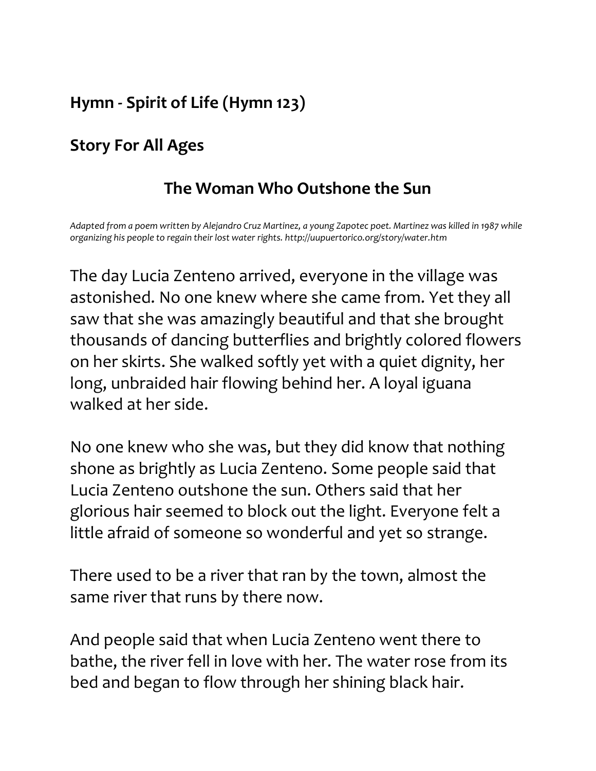## Hymn - Spirit of Life (Hymn 123)

## Story For All Ages

### The Woman Who Outshone the Sun

*Adapted from a poem written by Alejandro Cruz Martinez, a young Zapotec poet. Martinez was killed in 1987 while organizing his people to regain their lost water rights. http://uupuertorico.org/story/water.htm*

The day Lucia Zenteno arrived, everyone in the village was astonished. No one knew where she came from. Yet they all saw that she was amazingly beautiful and that she brought thousands of dancing butterflies and brightly colored flowers on her skirts. She walked softly yet with a quiet dignity, her long, unbraided hair flowing behind her. A loyal iguana walked at her side.

No one knew who she was, but they did know that nothing shone as brightly as Lucia Zenteno. Some people said that Lucia Zenteno outshone the sun. Others said that her glorious hair seemed to block out the light. Everyone felt a little afraid of someone so wonderful and yet so strange.

There used to be a river that ran by the town, almost the same river that runs by there now.

And people said that when Lucia Zenteno went there to bathe, the river fell in love with her. The water rose from its bed and began to flow through her shining black hair.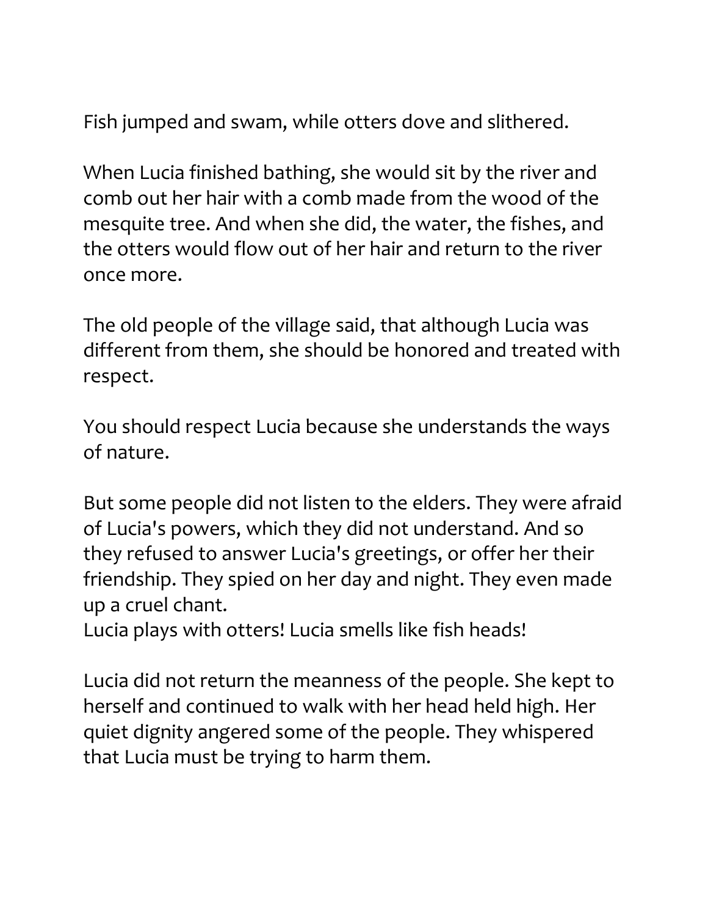Fish jumped and swam, while otters dove and slithered.

When Lucia finished bathing, she would sit by the river and comb out her hair with a comb made from the wood of the mesquite tree. And when she did, the water, the fishes, and the otters would flow out of her hair and return to the river once more.

The old people of the village said, that although Lucia was different from them, she should be honored and treated with respect.

You should respect Lucia because she understands the ways of nature.

But some people did not listen to the elders. They were afraid of Lucia's powers, which they did not understand. And so they refused to answer Lucia's greetings, or offer her their friendship. They spied on her day and night. They even made up a cruel chant.
Lucia plays with otters! Lucia smells like fish heads!

Lucia did not return the meanness of the people. She kept to herself and continued to walk with her head held high. Her quiet dignity angered some of the people. They whispered that Lucia must be trying to harm them.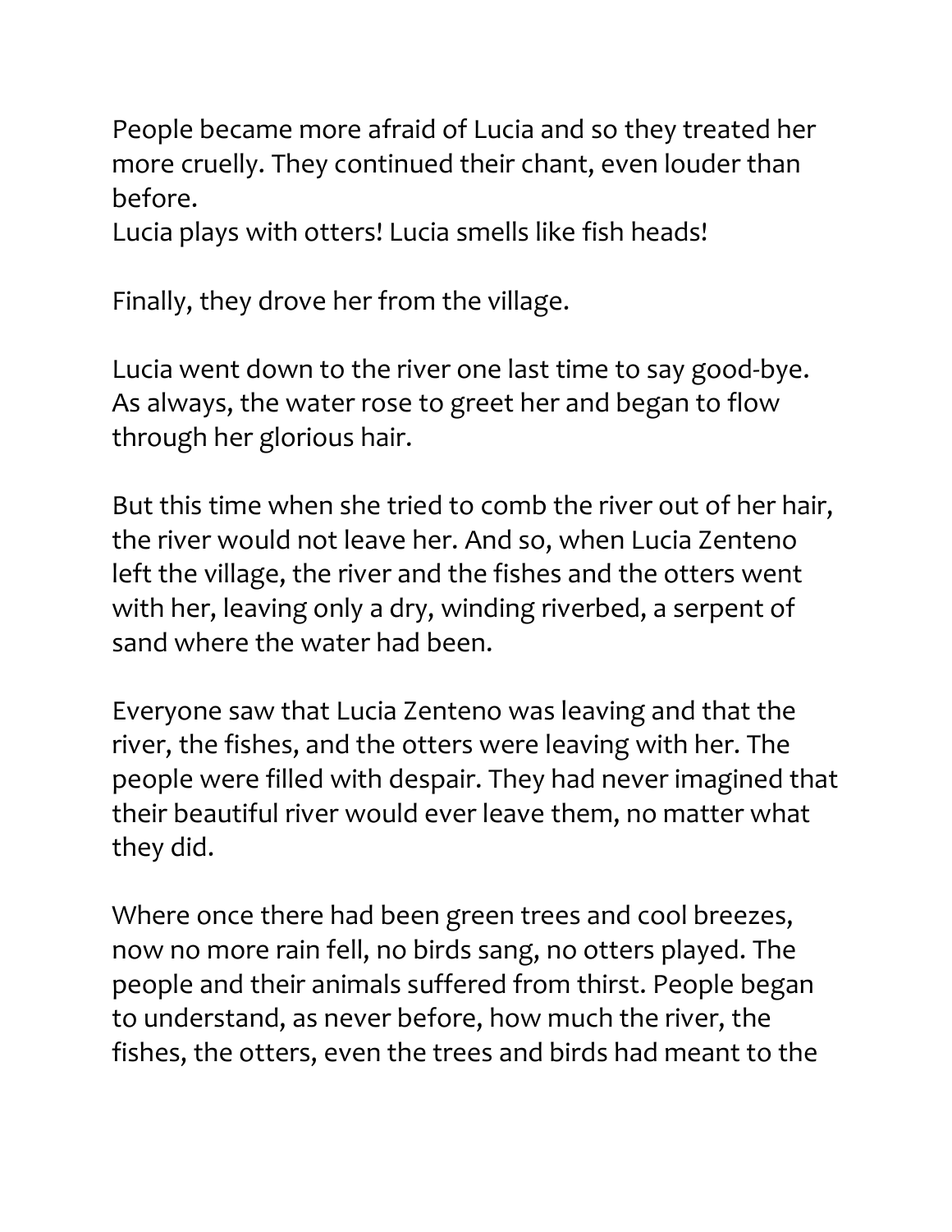People became more afraid of Lucia and so they treated her more cruelly. They continued their chant, even louder than before.
Lucia plays with otters! Lucia smells like fish heads!

Finally, they drove her from the village.

Lucia went down to the river one last time to say good-bye. As always, the water rose to greet her and began to flow through her glorious hair.

But this time when she tried to comb the river out of her hair, the river would not leave her. And so, when Lucia Zenteno left the village, the river and the fishes and the otters went with her, leaving only a dry, winding riverbed, a serpent of sand where the water had been.

Everyone saw that Lucia Zenteno was leaving and that the river, the fishes, and the otters were leaving with her. The people were filled with despair. They had never imagined that their beautiful river would ever leave them, no matter what they did.

Where once there had been green trees and cool breezes, now no more rain fell, no birds sang, no otters played. The people and their animals suffered from thirst. People began to understand, as never before, how much the river, the fishes, the otters, even the trees and birds had meant to the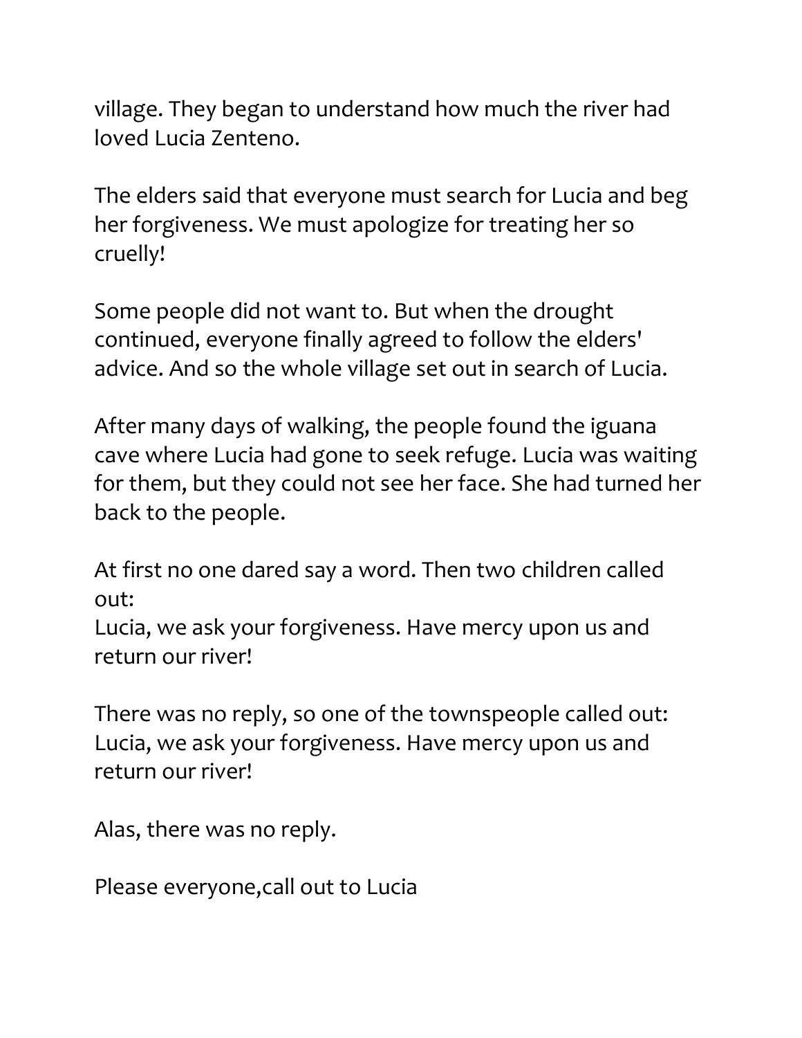village. They began to understand how much the river had loved Lucia Zenteno.

The elders said that everyone must search for Lucia and beg her forgiveness. We must apologize for treating her so cruelly!

Some people did not want to. But when the drought continued, everyone finally agreed to follow the elders' advice. And so the whole village set out in search of Lucia.

After many days of walking, the people found the iguana cave where Lucia had gone to seek refuge. Lucia was waiting for them, but they could not see her face. She had turned her back to the people.

At first no one dared say a word. Then two children called out:
Lucia, we ask your forgiveness. Have mercy upon us and return our river!

There was no reply, so one of the townspeople called out:
Lucia, we ask your forgiveness. Have mercy upon us and return our river!

Alas, there was no reply.

Please everyone,call out to Lucia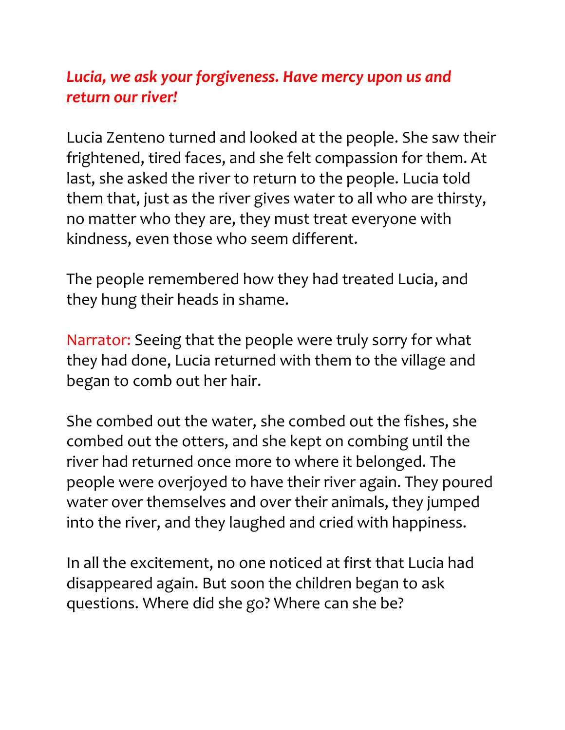***Lucia, we ask your forgiveness. Have mercy upon us and return our river!***

Lucia Zenteno turned and looked at the people. She saw their frightened, tired faces, and she felt compassion for them. At last, she asked the river to return to the people. Lucia told them that, just as the river gives water to all who are thirsty, no matter who they are, they must treat everyone with kindness, even those who seem different.

The people remembered how they had treated Lucia, and they hung their heads in shame.

Narrator: Seeing that the people were truly sorry for what they had done, Lucia returned with them to the village and began to comb out her hair.

She combed out the water, she combed out the fishes, she combed out the otters, and she kept on combing until the river had returned once more to where it belonged. The people were overjoyed to have their river again. They poured water over themselves and over their animals, they jumped into the river, and they laughed and cried with happiness.

In all the excitement, no one noticed at first that Lucia had disappeared again. But soon the children began to ask questions. Where did she go? Where can she be?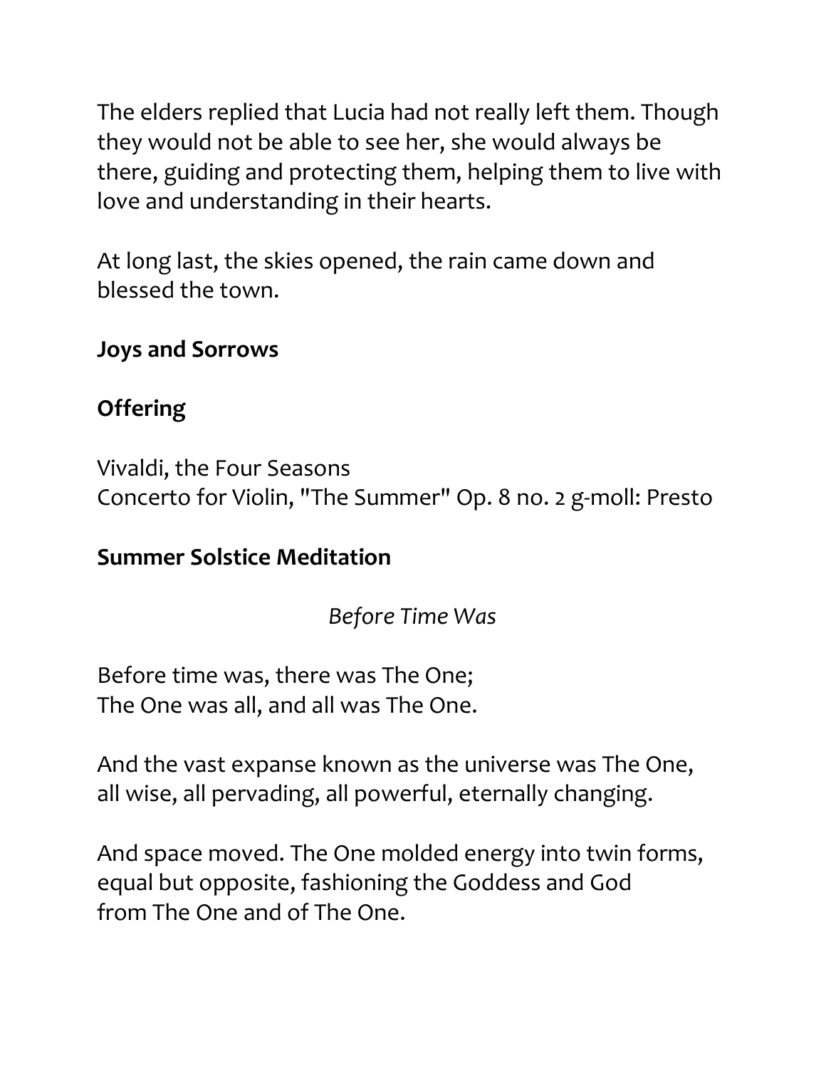The elders replied that Lucia had not really left them. Though they would not be able to see her, she would always be there, guiding and protecting them, helping them to live with love and understanding in their hearts.

At long last, the skies opened, the rain came down and blessed the town.

**Joys and Sorrows**

**Offering**

Vivaldi, the Four Seasons
Concerto for Violin, "The Summer" Op. 8 no. 2 g-moll: Presto

**Summer Solstice Meditation**

*Before Time Was*

Before time was, there was The One;
The One was all, and all was The One.

And the vast expanse known as the universe was The One,
all wise, all pervading, all powerful, eternally changing.

And space moved. The One molded energy into twin forms,
equal but opposite, fashioning the Goddess and God
from The One and of The One.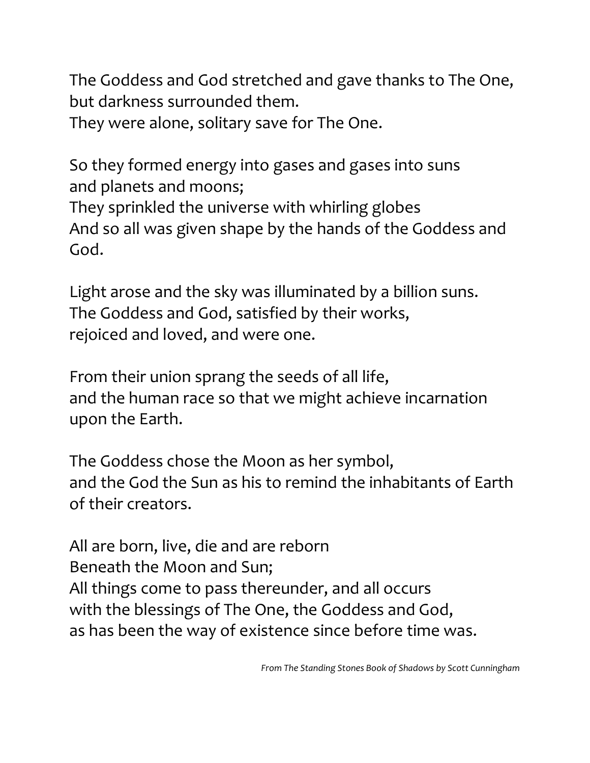The Goddess and God stretched and gave thanks to The One,
but darkness surrounded them.
They were alone, solitary save for The One.

So they formed energy into gases and gases into suns
and planets and moons;
They sprinkled the universe with whirling globes
And so all was given shape by the hands of the Goddess and God.

Light arose and the sky was illuminated by a billion suns.
The Goddess and God, satisfied by their works,
rejoiced and loved, and were one.

From their union sprang the seeds of all life,
and the human race so that we might achieve incarnation upon the Earth.

The Goddess chose the Moon as her symbol,
and the God the Sun as his to remind the inhabitants of Earth of their creators.

All are born, live, die and are reborn
Beneath the Moon and Sun;
All things come to pass thereunder, and all occurs
with the blessings of The One, the Goddess and God,
as has been the way of existence since before time was.

*From The Standing Stones Book of Shadows by Scott Cunningham*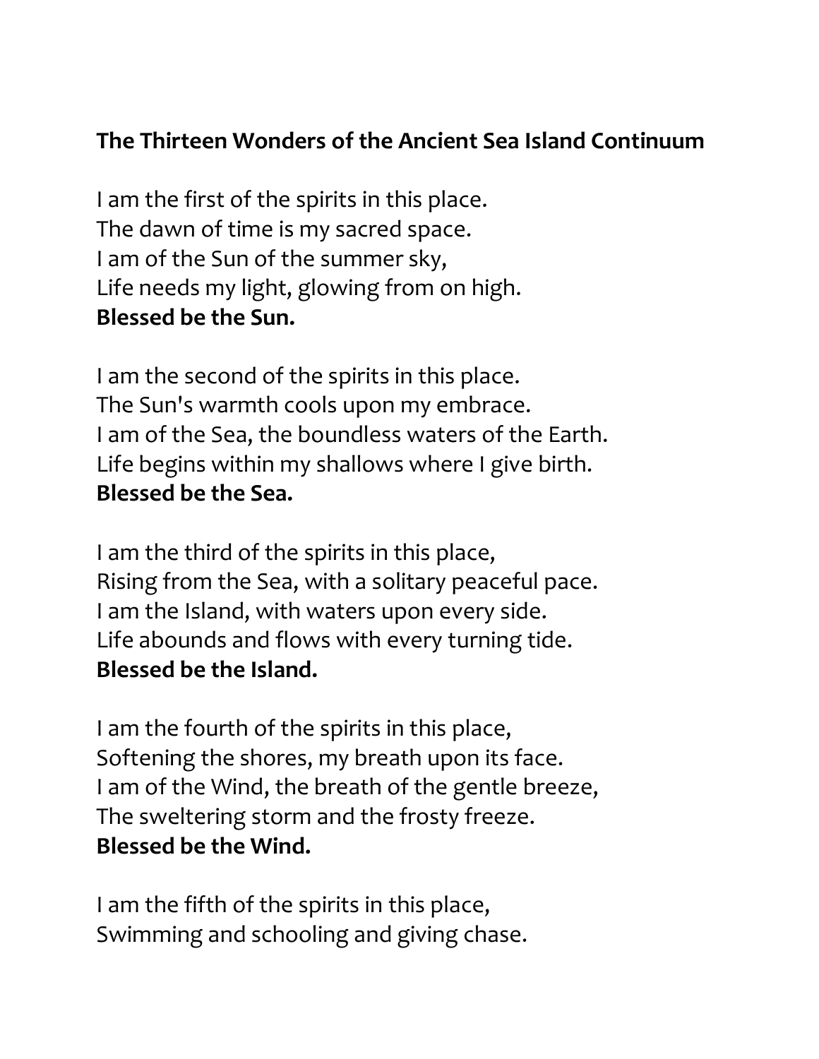**The Thirteen Wonders of the Ancient Sea Island Continuum**

I am the first of the spirits in this place.  
The dawn of time is my sacred space.  
I am of the Sun of the summer sky,  
Life needs my light, glowing from on high.  
**Blessed be the Sun.**

I am the second of the spirits in this place.  
The Sun's warmth cools upon my embrace.  
I am of the Sea, the boundless waters of the Earth.  
Life begins within my shallows where I give birth.  
**Blessed be the Sea.**

I am the third of the spirits in this place,  
Rising from the Sea, with a solitary peaceful pace.  
I am the Island, with waters upon every side.  
Life abounds and flows with every turning tide.  
**Blessed be the Island.**

I am the fourth of the spirits in this place,  
Softening the shores, my breath upon its face.  
I am of the Wind, the breath of the gentle breeze,  
The sweltering storm and the frosty freeze.  
**Blessed be the Wind.**

I am the fifth of the spirits in this place,  
Swimming and schooling and giving chase.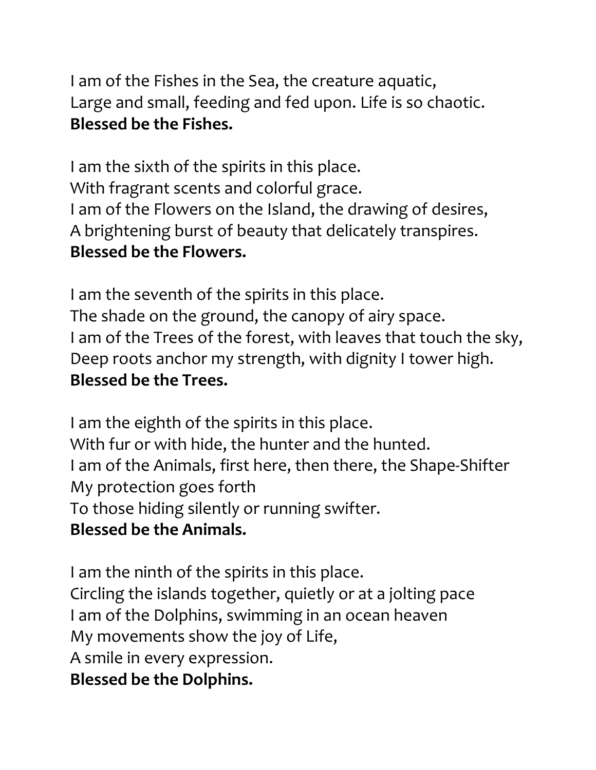I am of the Fishes in the Sea, the creature aquatic,
Large and small, feeding and fed upon. Life is so chaotic.
**Blessed be the Fishes.**

I am the sixth of the spirits in this place.
With fragrant scents and colorful grace.
I am of the Flowers on the Island, the drawing of desires,
A brightening burst of beauty that delicately transpires.
**Blessed be the Flowers.**

I am the seventh of the spirits in this place.
The shade on the ground, the canopy of airy space.
I am of the Trees of the forest, with leaves that touch the sky,
Deep roots anchor my strength, with dignity I tower high.
**Blessed be the Trees.**

I am the eighth of the spirits in this place.
With fur or with hide, the hunter and the hunted.
I am of the Animals, first here, then there, the Shape-Shifter
My protection goes forth
To those hiding silently or running swifter.
**Blessed be the Animals.**

I am the ninth of the spirits in this place.
Circling the islands together, quietly or at a jolting pace
I am of the Dolphins, swimming in an ocean heaven
My movements show the joy of Life,
A smile in every expression.
**Blessed be the Dolphins.**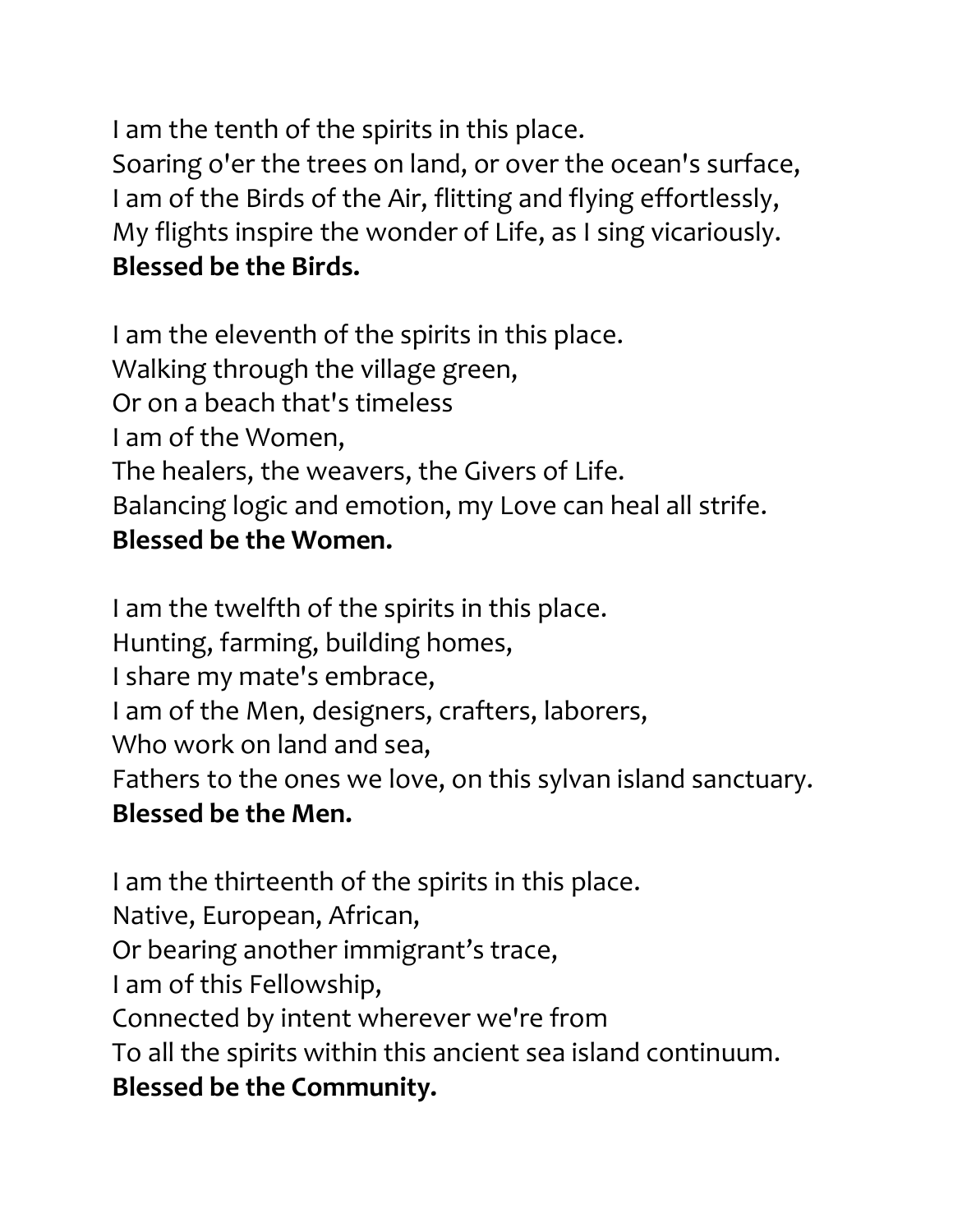I am the tenth of the spirits in this place.
Soaring o'er the trees on land, or over the ocean's surface,
I am of the Birds of the Air, flitting and flying effortlessly,
My flights inspire the wonder of Life, as I sing vicariously.
**Blessed be the Birds.**

I am the eleventh of the spirits in this place.
Walking through the village green,
Or on a beach that's timeless
I am of the Women,
The healers, the weavers, the Givers of Life.
Balancing logic and emotion, my Love can heal all strife.
**Blessed be the Women.**

I am the twelfth of the spirits in this place.
Hunting, farming, building homes,
I share my mate's embrace,
I am of the Men, designers, crafters, laborers,
Who work on land and sea,
Fathers to the ones we love, on this sylvan island sanctuary.
**Blessed be the Men.**

I am the thirteenth of the spirits in this place.
Native, European, African,
Or bearing another immigrant's trace,
I am of this Fellowship,
Connected by intent wherever we're from
To all the spirits within this ancient sea island continuum.
**Blessed be the Community.**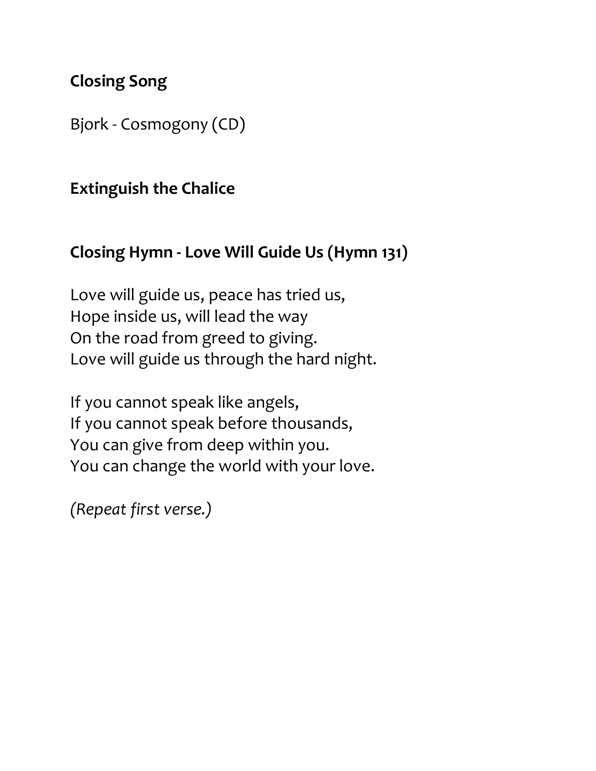**Closing Song**

Bjork - Cosmogony (CD)

**Extinguish the Chalice**

**Closing Hymn - Love Will Guide Us (Hymn 131)**

Love will guide us, peace has tried us,
Hope inside us, will lead the way
On the road from greed to giving.
Love will guide us through the hard night.

If you cannot speak like angels,
If you cannot speak before thousands,
You can give from deep within you.
You can change the world with your love.

*(Repeat first verse.)*